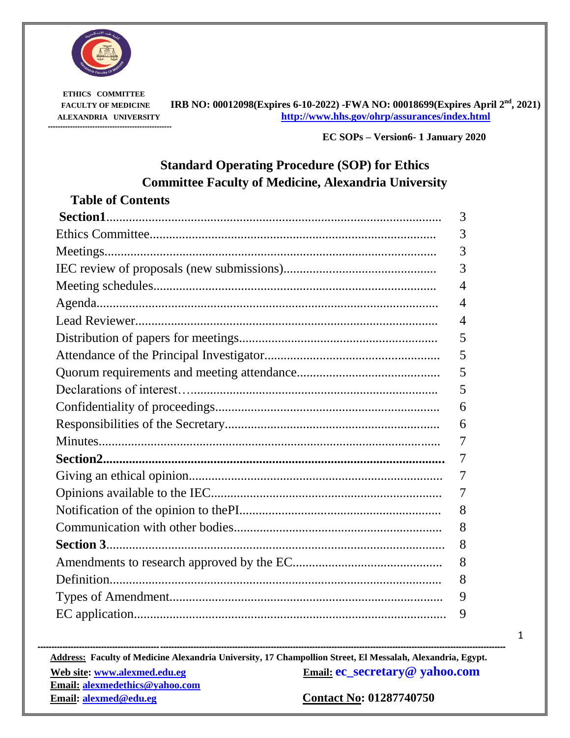ETHICS COMMITTEE
FACULTY OF MEDICINE
ALEXANDRIA UNIVERSITY

IRB NO: 00012098(Expires 6-10-2022) -FWA NO: 00018699(Expires April 2nd, 2021)
http://www.hhs.gov/ohrp/assurances/index.html

EC SOPs – Version6- 1 January 2020

# Standard Operating Procedure (SOP) for Ethics Committee Faculty of Medicine, Alexandria University

## Table of Contents

| | |
|---|---|
| **Section1** | 3 |
| Ethics Committee | 3 |
| Meetings | 3 |
| IEC review of proposals (new submissions) | 3 |
| Meeting schedules | 4 |
| Agenda | 4 |
| Lead Reviewer | 4 |
| Distribution of papers for meetings | 5 |
| Attendance of the Principal Investigator | 5 |
| Quorum requirements and meeting attendance | 5 |
| Declarations of interest | 5 |
| Confidentiality of proceedings | 6 |
| Responsibilities of the Secretary | 6 |
| Minutes | 7 |
| **Section2** | 7 |
| Giving an ethical opinion | 7 |
| Opinions available to the IEC | 7 |
| Notification of the opinion to thePI | 8 |
| Communication with other bodies | 8 |
| **Section 3** | 8 |
| Amendments to research approved by the EC | 8 |
| Definition | 8 |
| Types of Amendment | 9 |
| EC application | 9 |

**Address:** Faculty of Medicine Alexandria University, 17 Champollion Street, El Messalah, Alexandria, Egypt.

**Web site:** www.alexmed.edu.eg
**Email:** alexmedethics@yahoo.com
**Email:** alexmed@edu.eg
**Email:** ec_secretary@ yahoo.com
**Contact No:** 01287740750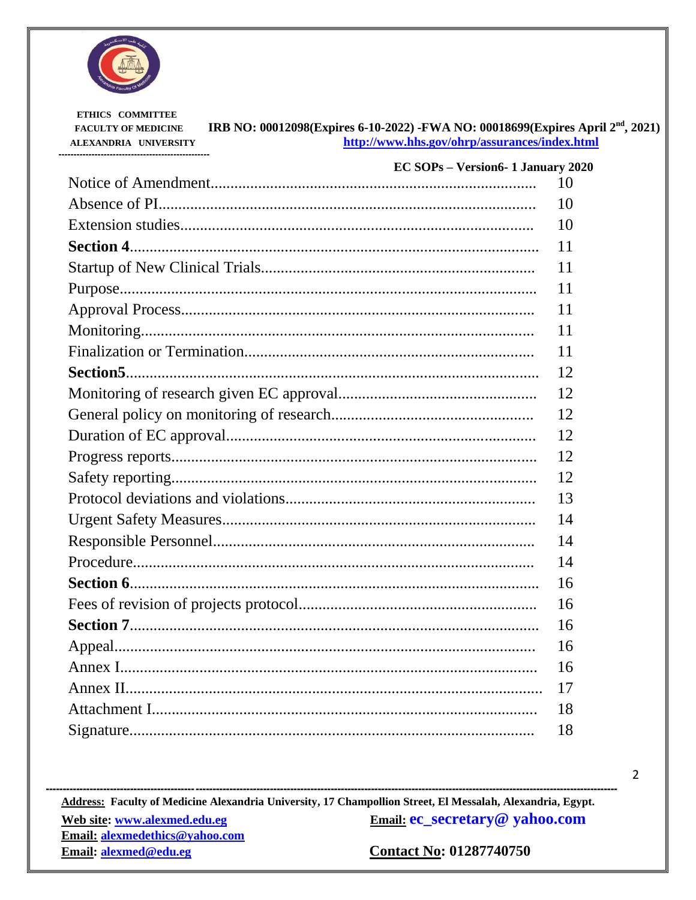| | |
|---|---|
| Notice of Amendment | 10 |
| Absence of PI | 10 |
| Extension studies | 10 |
| **Section 4** | 11 |
| Startup of New Clinical Trials | 11 |
| Purpose | 11 |
| Approval Process | 11 |
| Monitoring | 11 |
| Finalization or Termination | 11 |
| **Section5** | 12 |
| Monitoring of research given EC approval | 12 |
| General policy on monitoring of research | 12 |
| Duration of EC approval | 12 |
| Progress reports | 12 |
| Safety reporting | 12 |
| Protocol deviations and violations | 13 |
| Urgent Safety Measures | 14 |
| Responsible Personnel | 14 |
| Procedure | 14 |
| **Section 6** | 16 |
| Fees of revision of projects protocol | 16 |
| **Section 7** | 16 |
| Appeal | 16 |
| Annex I | 16 |
| Annex II | 17 |
| Attachment I | 18 |
| Signature | 18 |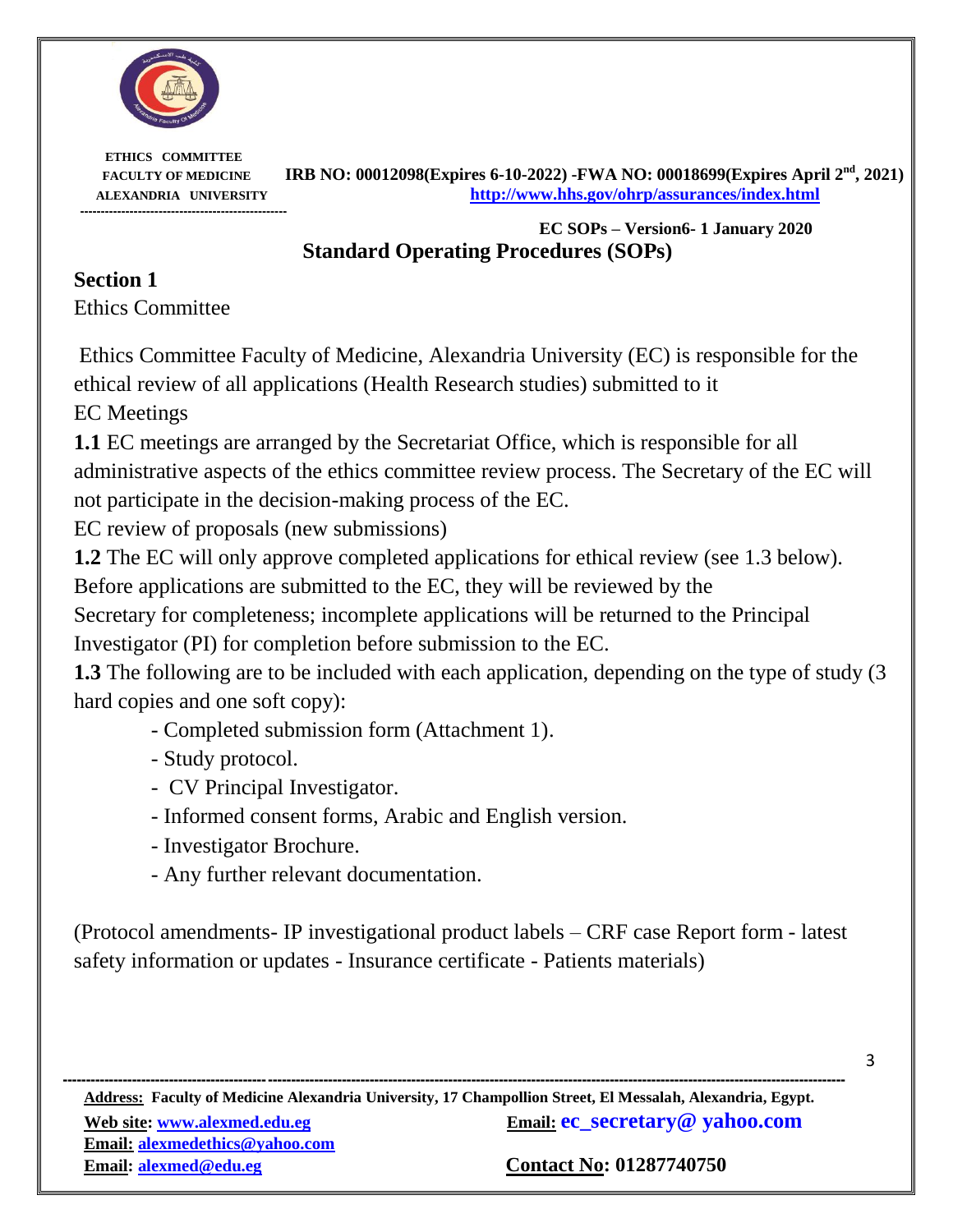# Standard Operating Procedures (SOPs)

## Section 1

Ethics Committee

Ethics Committee Faculty of Medicine, Alexandria University (EC) is responsible for the ethical review of all applications (Health Research studies) submitted to it

EC Meetings

**1.1** EC meetings are arranged by the Secretariat Office, which is responsible for all administrative aspects of the ethics committee review process. The Secretary of the EC will not participate in the decision-making process of the EC.

EC review of proposals (new submissions)

**1.2** The EC will only approve completed applications for ethical review (see 1.3 below). Before applications are submitted to the EC, they will be reviewed by the Secretary for completeness; incomplete applications will be returned to the Principal Investigator (PI) for completion before submission to the EC.

**1.3** The following are to be included with each application, depending on the type of study (3 hard copies and one soft copy):

- Completed submission form (Attachment 1).
- Study protocol.
- CV Principal Investigator.
- Informed consent forms, Arabic and English version.
- Investigator Brochure.
- Any further relevant documentation.

(Protocol amendments- IP investigational product labels – CRF case Report form - latest safety information or updates - Insurance certificate - Patients materials)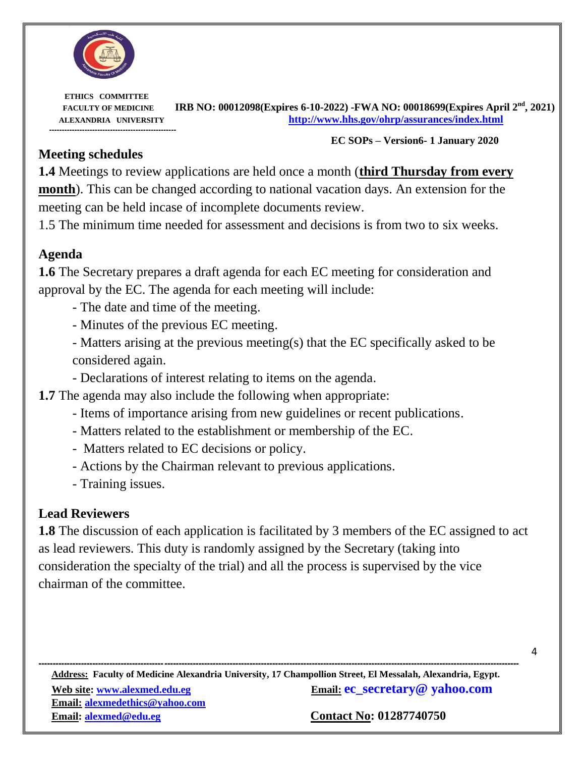## Meeting schedules

**1.4** Meetings to review applications are held once a month (**third Thursday from every month**). This can be changed according to national vacation days. An extension for the meeting can be held incase of incomplete documents review.

1.5 The minimum time needed for assessment and decisions is from two to six weeks.

## Agenda

**1.6** The Secretary prepares a draft agenda for each EC meeting for consideration and approval by the EC. The agenda for each meeting will include:

- The date and time of the meeting.
- Minutes of the previous EC meeting.
- Matters arising at the previous meeting(s) that the EC specifically asked to be considered again.
- Declarations of interest relating to items on the agenda.

**1.7** The agenda may also include the following when appropriate:

- Items of importance arising from new guidelines or recent publications.
- Matters related to the establishment or membership of the EC.
- Matters related to EC decisions or policy.
- Actions by the Chairman relevant to previous applications.
- Training issues.

## Lead Reviewers

**1.8** The discussion of each application is facilitated by 3 members of the EC assigned to act as lead reviewers. This duty is randomly assigned by the Secretary (taking into consideration the specialty of the trial) and all the process is supervised by the vice chairman of the committee.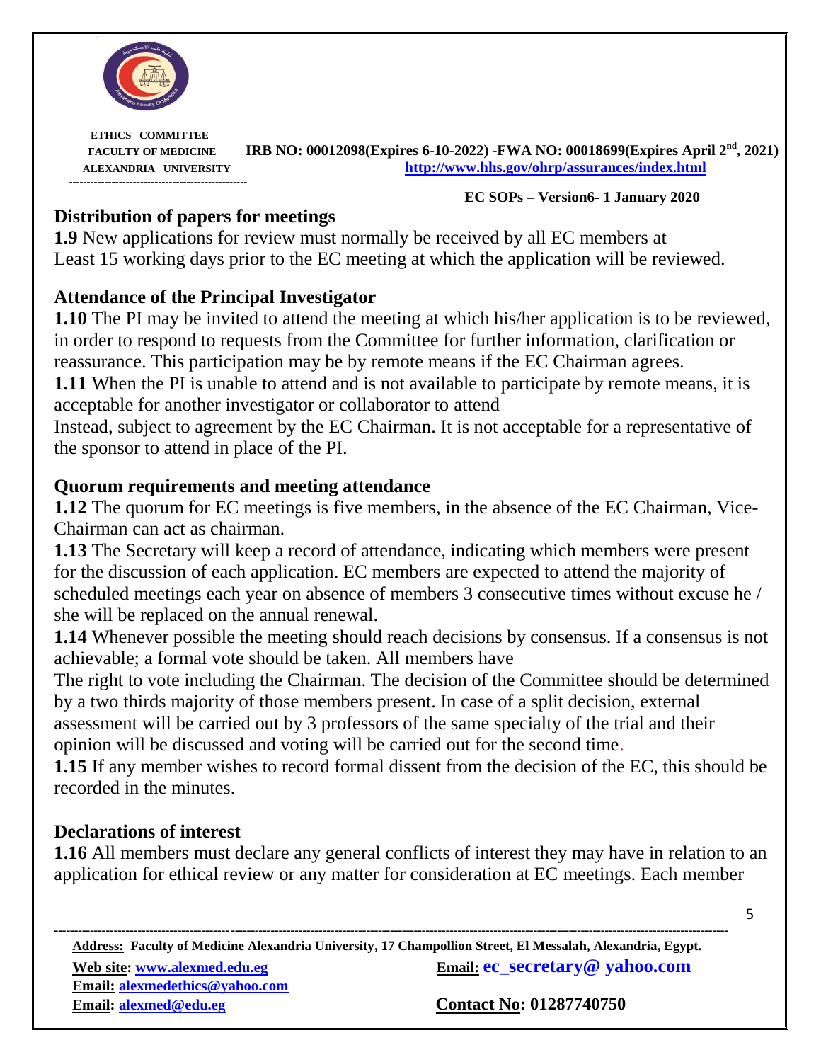## Distribution of papers for meetings

**1.9** New applications for review must normally be received by all EC members at Least 15 working days prior to the EC meeting at which the application will be reviewed.

## Attendance of the Principal Investigator

**1.10** The PI may be invited to attend the meeting at which his/her application is to be reviewed, in order to respond to requests from the Committee for further information, clarification or reassurance. This participation may be by remote means if the EC Chairman agrees.

**1.11** When the PI is unable to attend and is not available to participate by remote means, it is acceptable for another investigator or collaborator to attend Instead, subject to agreement by the EC Chairman. It is not acceptable for a representative of the sponsor to attend in place of the PI.

## Quorum requirements and meeting attendance

**1.12** The quorum for EC meetings is five members, in the absence of the EC Chairman, Vice-Chairman can act as chairman.

**1.13** The Secretary will keep a record of attendance, indicating which members were present for the discussion of each application. EC members are expected to attend the majority of scheduled meetings each year on absence of members 3 consecutive times without excuse he / she will be replaced on the annual renewal.

**1.14** Whenever possible the meeting should reach decisions by consensus. If a consensus is not achievable; a formal vote should be taken. All members have The right to vote including the Chairman. The decision of the Committee should be determined by a two thirds majority of those members present. In case of a split decision, external assessment will be carried out by 3 professors of the same specialty of the trial and their opinion will be discussed and voting will be carried out for the second time.

**1.15** If any member wishes to record formal dissent from the decision of the EC, this should be recorded in the minutes.

## Declarations of interest

**1.16** All members must declare any general conflicts of interest they may have in relation to an application for ethical review or any matter for consideration at EC meetings. Each member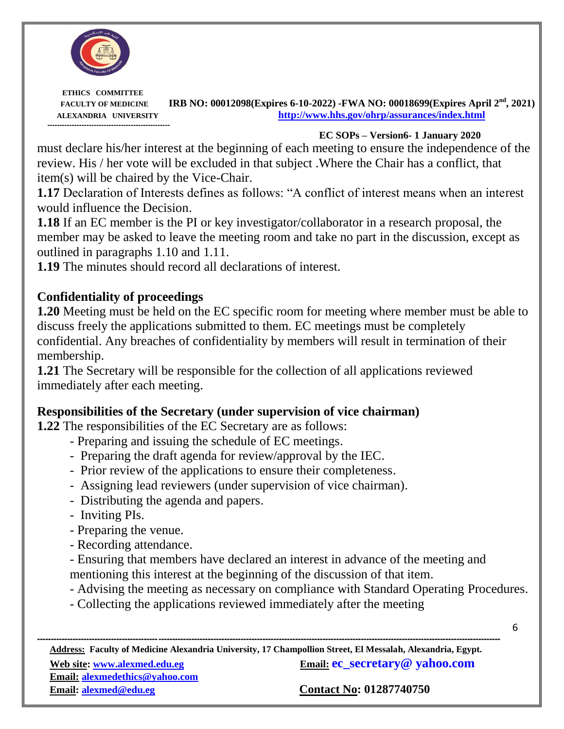must declare his/her interest at the beginning of each meeting to ensure the independence of the review. His / her vote will be excluded in that subject .Where the Chair has a conflict, that item(s) will be chaired by the Vice-Chair.

**1.17** Declaration of Interests defines as follows: "A conflict of interest means when an interest would influence the Decision.

**1.18** If an EC member is the PI or key investigator/collaborator in a research proposal, the member may be asked to leave the meeting room and take no part in the discussion, except as outlined in paragraphs 1.10 and 1.11.

**1.19** The minutes should record all declarations of interest.

## Confidentiality of proceedings

**1.20** Meeting must be held on the EC specific room for meeting where member must be able to discuss freely the applications submitted to them. EC meetings must be completely confidential. Any breaches of confidentiality by members will result in termination of their membership.

**1.21** The Secretary will be responsible for the collection of all applications reviewed immediately after each meeting.

## Responsibilities of the Secretary (under supervision of vice chairman)

**1.22** The responsibilities of the EC Secretary are as follows:

- Preparing and issuing the schedule of EC meetings.
- Preparing the draft agenda for review/approval by the IEC.
- Prior review of the applications to ensure their completeness.
- Assigning lead reviewers (under supervision of vice chairman).
- Distributing the agenda and papers.
- Inviting PIs.
- Preparing the venue.
- Recording attendance.
- Ensuring that members have declared an interest in advance of the meeting and mentioning this interest at the beginning of the discussion of that item.
- Advising the meeting as necessary on compliance with Standard Operating Procedures.
- Collecting the applications reviewed immediately after the meeting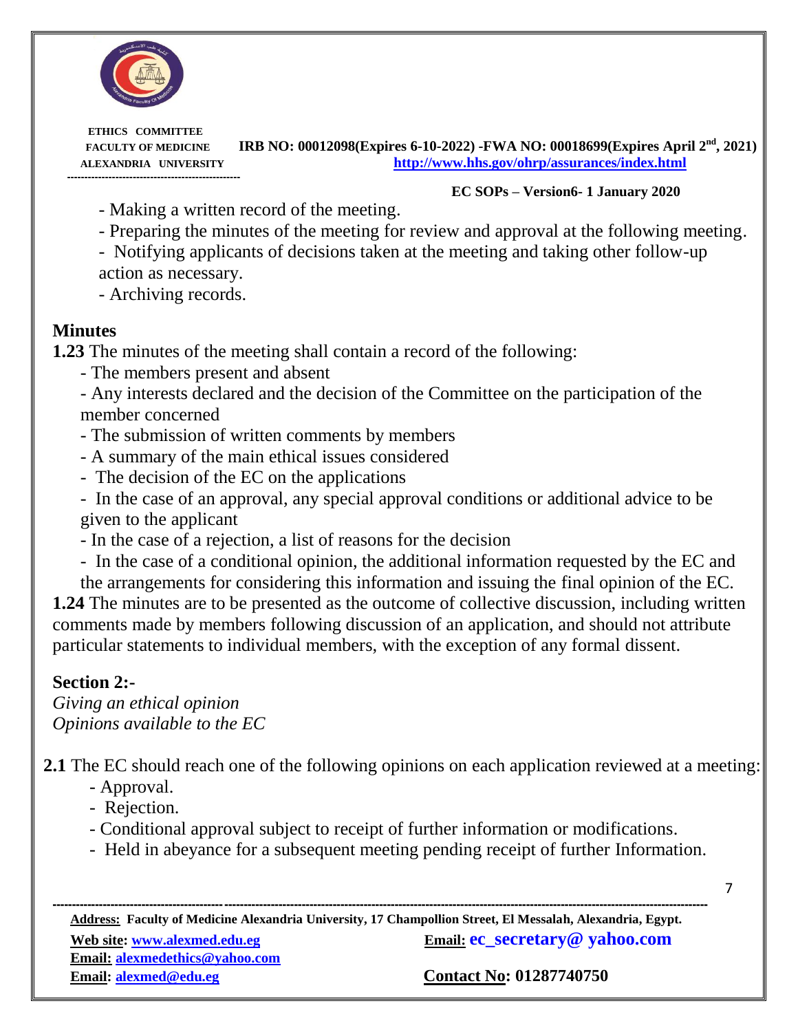- Making a written record of the meeting.
- Preparing the minutes of the meeting for review and approval at the following meeting.
- Notifying applicants of decisions taken at the meeting and taking other follow-up action as necessary.
- Archiving records.

## Minutes

**1.23** The minutes of the meeting shall contain a record of the following:

- The members present and absent
- Any interests declared and the decision of the Committee on the participation of the member concerned
- The submission of written comments by members
- A summary of the main ethical issues considered
- The decision of the EC on the applications
- In the case of an approval, any special approval conditions or additional advice to be given to the applicant
- In the case of a rejection, a list of reasons for the decision
- In the case of a conditional opinion, the additional information requested by the EC and the arrangements for considering this information and issuing the final opinion of the EC.

**1.24** The minutes are to be presented as the outcome of collective discussion, including written comments made by members following discussion of an application, and should not attribute particular statements to individual members, with the exception of any formal dissent.

## Section 2:-

*Giving an ethical opinion*
*Opinions available to the EC*

**2.1** The EC should reach one of the following opinions on each application reviewed at a meeting:

- Approval.
- Rejection.
- Conditional approval subject to receipt of further information or modifications.
- Held in abeyance for a subsequent meeting pending receipt of further Information.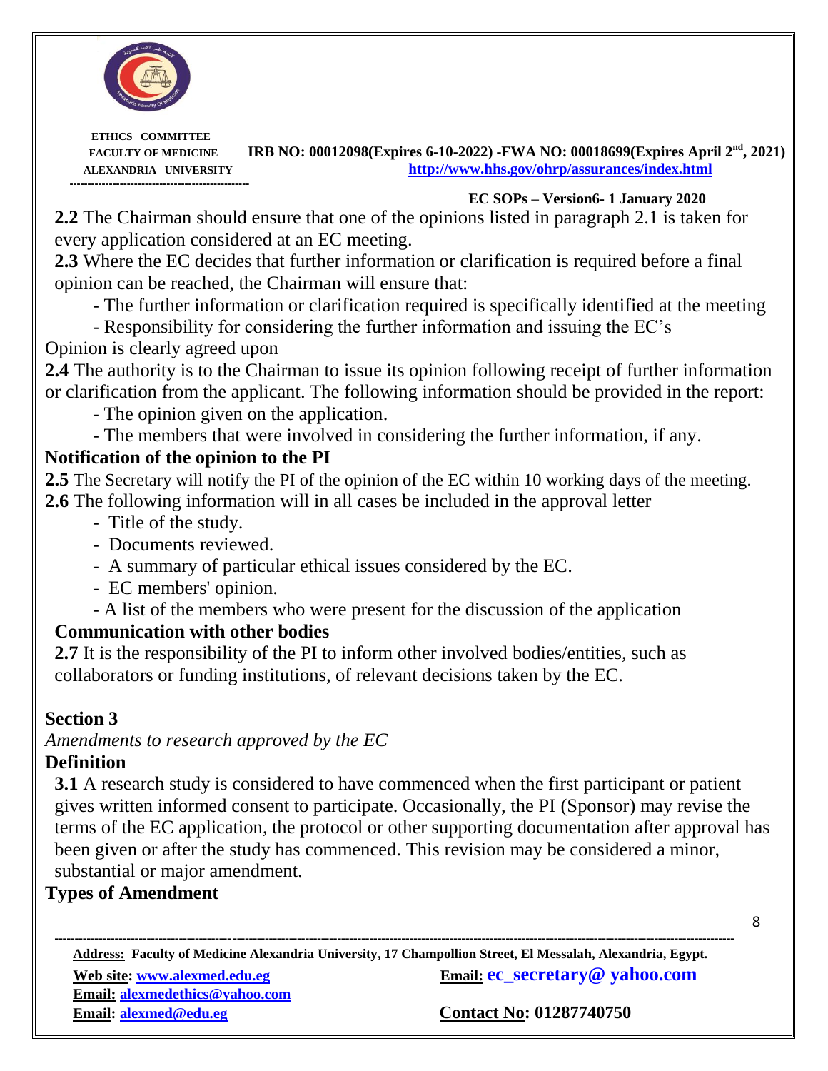**2.2** The Chairman should ensure that one of the opinions listed in paragraph 2.1 is taken for every application considered at an EC meeting.

**2.3** Where the EC decides that further information or clarification is required before a final opinion can be reached, the Chairman will ensure that:

- The further information or clarification required is specifically identified at the meeting
- Responsibility for considering the further information and issuing the EC's Opinion is clearly agreed upon

**2.4** The authority is to the Chairman to issue its opinion following receipt of further information or clarification from the applicant. The following information should be provided in the report:

- The opinion given on the application.
- The members that were involved in considering the further information, if any.

### Notification of the opinion to the PI

**2.5** The Secretary will notify the PI of the opinion of the EC within 10 working days of the meeting.

**2.6** The following information will in all cases be included in the approval letter

- Title of the study.
- Documents reviewed.
- A summary of particular ethical issues considered by the EC.
- EC members' opinion.
- A list of the members who were present for the discussion of the application

### Communication with other bodies

**2.7** It is the responsibility of the PI to inform other involved bodies/entities, such as collaborators or funding institutions, of relevant decisions taken by the EC.

## Section 3

*Amendments to research approved by the EC*

### Definition

**3.1** A research study is considered to have commenced when the first participant or patient gives written informed consent to participate. Occasionally, the PI (Sponsor) may revise the terms of the EC application, the protocol or other supporting documentation after approval has been given or after the study has commenced. This revision may be considered a minor, substantial or major amendment.

### Types of Amendment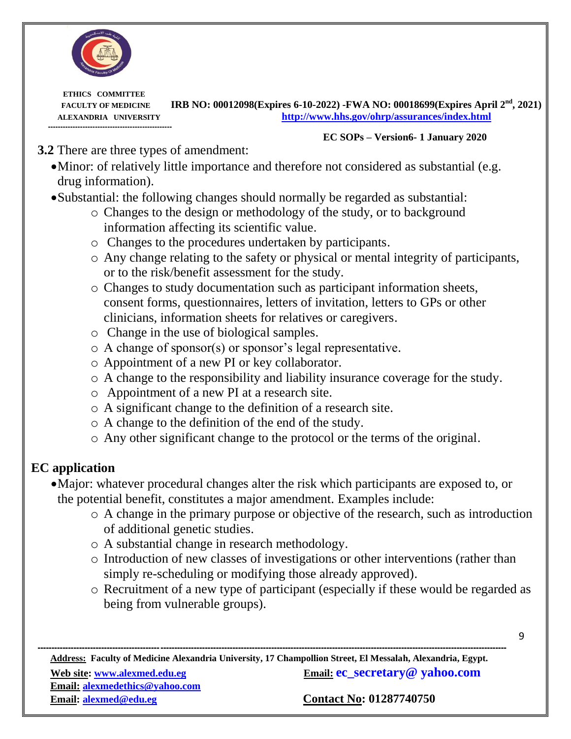**3.2** There are three types of amendment:

- Minor: of relatively little importance and therefore not considered as substantial (e.g. drug information).
- Substantial: the following changes should normally be regarded as substantial:
  - Changes to the design or methodology of the study, or to background information affecting its scientific value.
  - Changes to the procedures undertaken by participants.
  - Any change relating to the safety or physical or mental integrity of participants, or to the risk/benefit assessment for the study.
  - Changes to study documentation such as participant information sheets, consent forms, questionnaires, letters of invitation, letters to GPs or other clinicians, information sheets for relatives or caregivers.
  - Change in the use of biological samples.
  - A change of sponsor(s) or sponsor's legal representative.
  - Appointment of a new PI or key collaborator.
  - A change to the responsibility and liability insurance coverage for the study.
  - Appointment of a new PI at a research site.
  - A significant change to the definition of a research site.
  - A change to the definition of the end of the study.
  - Any other significant change to the protocol or the terms of the original.

## EC application

- Major: whatever procedural changes alter the risk which participants are exposed to, or the potential benefit, constitutes a major amendment. Examples include:
  - A change in the primary purpose or objective of the research, such as introduction of additional genetic studies.
  - A substantial change in research methodology.
  - Introduction of new classes of investigations or other interventions (rather than simply re-scheduling or modifying those already approved).
  - Recruitment of a new type of participant (especially if these would be regarded as being from vulnerable groups).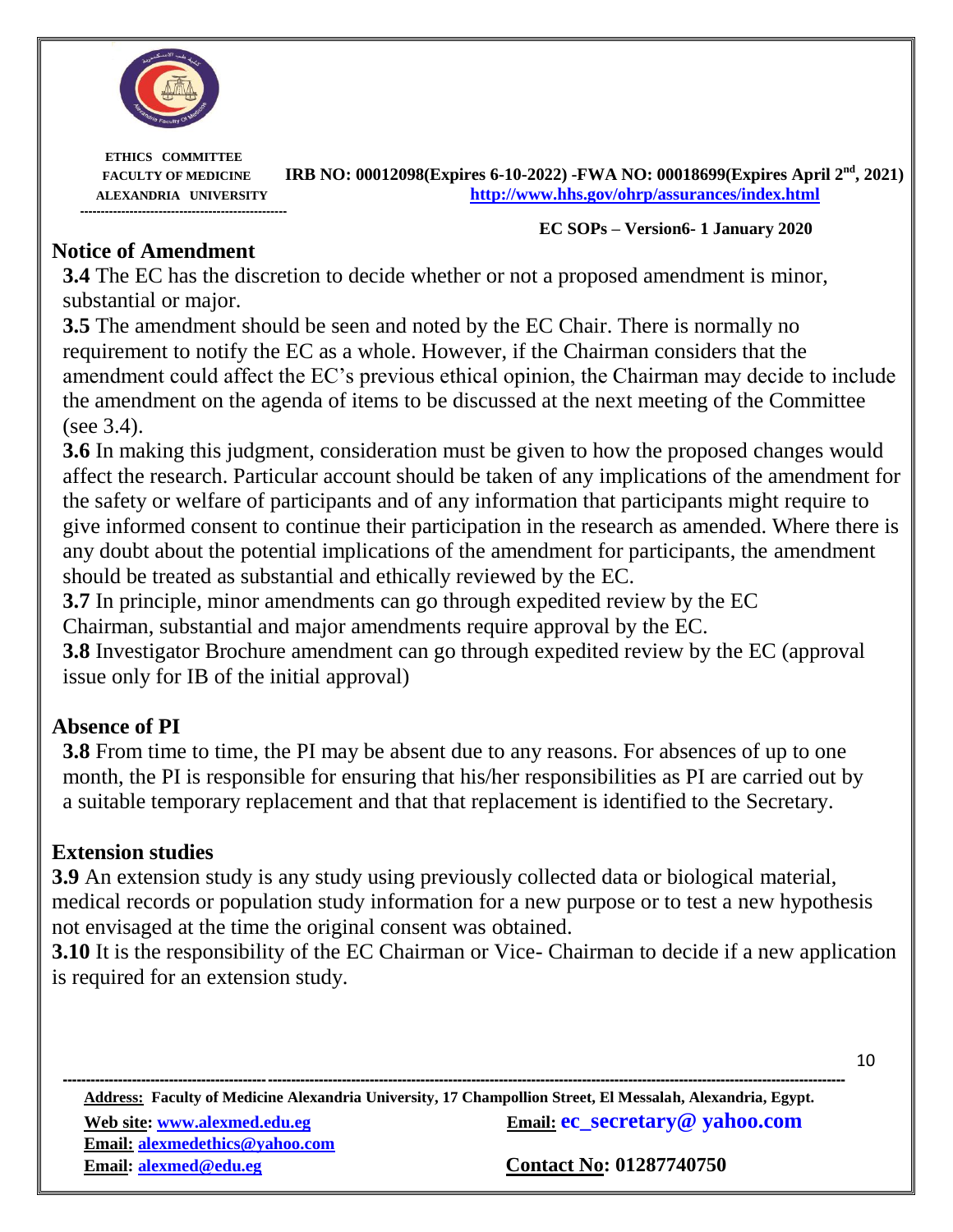## Notice of Amendment

**3.4** The EC has the discretion to decide whether or not a proposed amendment is minor, substantial or major.

**3.5** The amendment should be seen and noted by the EC Chair. There is normally no requirement to notify the EC as a whole. However, if the Chairman considers that the amendment could affect the EC's previous ethical opinion, the Chairman may decide to include the amendment on the agenda of items to be discussed at the next meeting of the Committee (see 3.4).

**3.6** In making this judgment, consideration must be given to how the proposed changes would affect the research. Particular account should be taken of any implications of the amendment for the safety or welfare of participants and of any information that participants might require to give informed consent to continue their participation in the research as amended. Where there is any doubt about the potential implications of the amendment for participants, the amendment should be treated as substantial and ethically reviewed by the EC.

**3.7** In principle, minor amendments can go through expedited review by the EC Chairman, substantial and major amendments require approval by the EC.

**3.8** Investigator Brochure amendment can go through expedited review by the EC (approval issue only for IB of the initial approval)

## Absence of PI

**3.8** From time to time, the PI may be absent due to any reasons. For absences of up to one month, the PI is responsible for ensuring that his/her responsibilities as PI are carried out by a suitable temporary replacement and that that replacement is identified to the Secretary.

## Extension studies

**3.9** An extension study is any study using previously collected data or biological material, medical records or population study information for a new purpose or to test a new hypothesis not envisaged at the time the original consent was obtained.

**3.10** It is the responsibility of the EC Chairman or Vice- Chairman to decide if a new application is required for an extension study.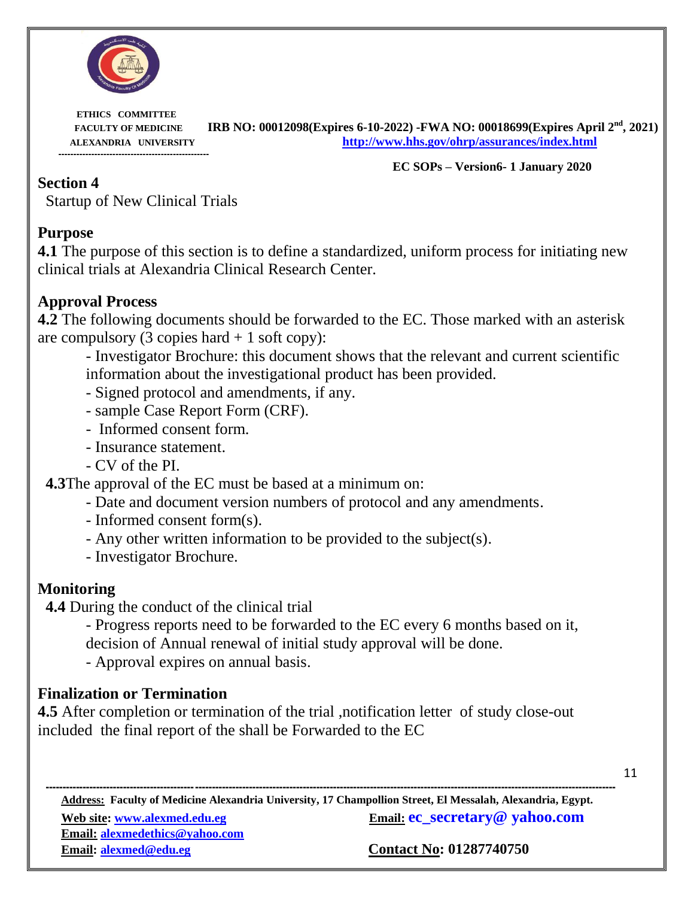## Section 4

Startup of New Clinical Trials

### Purpose

**4.1** The purpose of this section is to define a standardized, uniform process for initiating new clinical trials at Alexandria Clinical Research Center.

### Approval Process

**4.2** The following documents should be forwarded to the EC. Those marked with an asterisk are compulsory (3 copies hard + 1 soft copy):

- Investigator Brochure: this document shows that the relevant and current scientific information about the investigational product has been provided.
- Signed protocol and amendments, if any.
- sample Case Report Form (CRF).
- Informed consent form.
- Insurance statement.
- CV of the PI.

**4.3**The approval of the EC must be based at a minimum on:

- Date and document version numbers of protocol and any amendments.
- Informed consent form(s).
- Any other written information to be provided to the subject(s).
- Investigator Brochure.

### Monitoring

**4.4** During the conduct of the clinical trial

- Progress reports need to be forwarded to the EC every 6 months based on it, decision of Annual renewal of initial study approval will be done.
- Approval expires on annual basis.

### Finalization or Termination

**4.5** After completion or termination of the trial ,notification letter of study close-out included the final report of the shall be Forwarded to the EC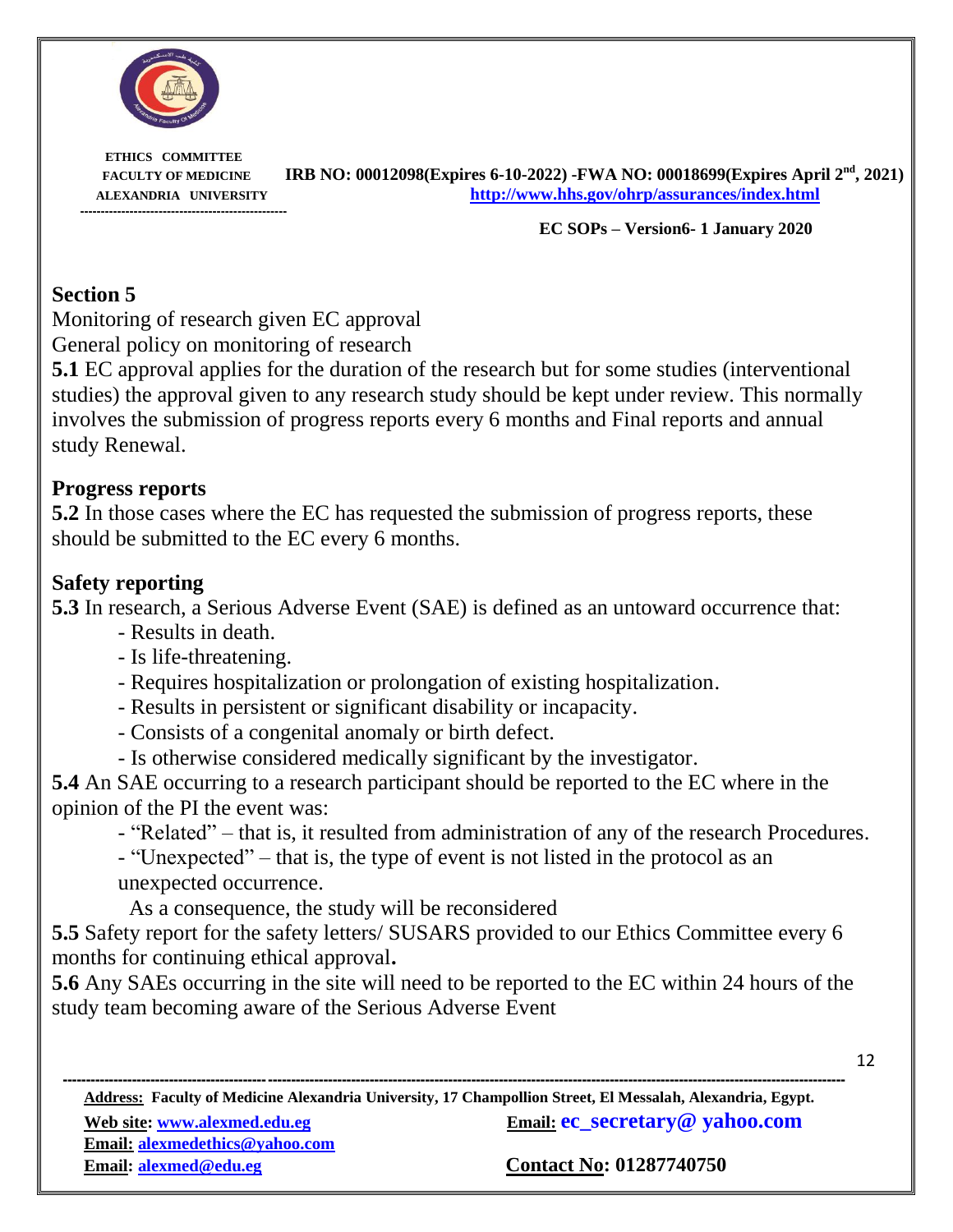## Section 5

Monitoring of research given EC approval

General policy on monitoring of research

**5.1** EC approval applies for the duration of the research but for some studies (interventional studies) the approval given to any research study should be kept under review. This normally involves the submission of progress reports every 6 months and Final reports and annual study Renewal.

### Progress reports

**5.2** In those cases where the EC has requested the submission of progress reports, these should be submitted to the EC every 6 months.

### Safety reporting

**5.3** In research, a Serious Adverse Event (SAE) is defined as an untoward occurrence that:

- Results in death.
- Is life-threatening.
- Requires hospitalization or prolongation of existing hospitalization.
- Results in persistent or significant disability or incapacity.
- Consists of a congenital anomaly or birth defect.
- Is otherwise considered medically significant by the investigator.

**5.4** An SAE occurring to a research participant should be reported to the EC where in the opinion of the PI the event was:

- "Related" – that is, it resulted from administration of any of the research Procedures.
- "Unexpected" – that is, the type of event is not listed in the protocol as an unexpected occurrence.

As a consequence, the study will be reconsidered

**5.5** Safety report for the safety letters/ SUSARS provided to our Ethics Committee every 6 months for continuing ethical approval**.**

**5.6** Any SAEs occurring in the site will need to be reported to the EC within 24 hours of the study team becoming aware of the Serious Adverse Event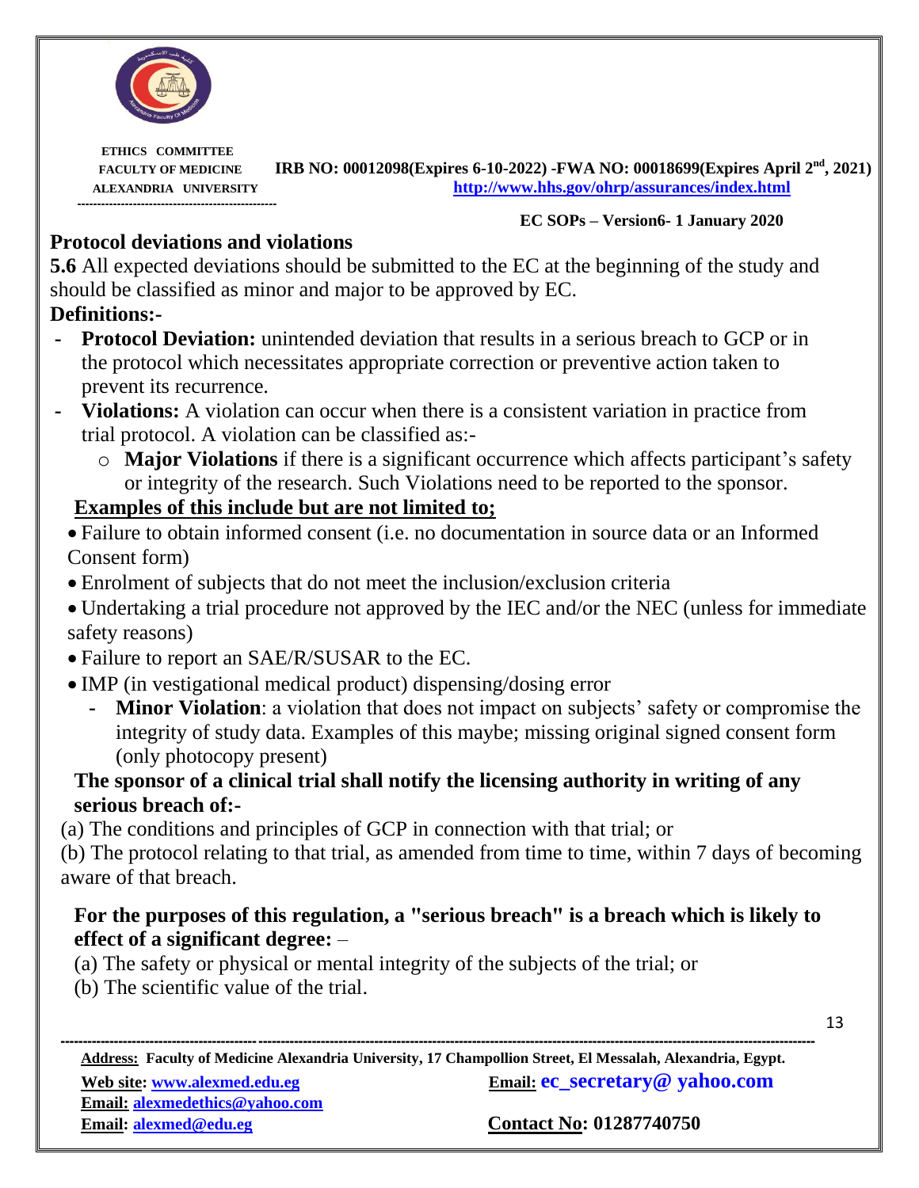## Protocol deviations and violations

**5.6** All expected deviations should be submitted to the EC at the beginning of the study and should be classified as minor and major to be approved by EC.

**Definitions:-**

- **Protocol Deviation:** unintended deviation that results in a serious breach to GCP or in the protocol which necessitates appropriate correction or preventive action taken to prevent its recurrence.
- **Violations:** A violation can occur when there is a consistent variation in practice from trial protocol. A violation can be classified as:-
  - **Major Violations** if there is a significant occurrence which affects participant's safety or integrity of the research. Such Violations need to be reported to the sponsor.

**Examples of this include but are not limited to;**

- Failure to obtain informed consent (i.e. no documentation in source data or an Informed Consent form)
- Enrolment of subjects that do not meet the inclusion/exclusion criteria
- Undertaking a trial procedure not approved by the IEC and/or the NEC (unless for immediate safety reasons)
- Failure to report an SAE/R/SUSAR to the EC.
- IMP (in vestigational medical product) dispensing/dosing error
  - **Minor Violation**: a violation that does not impact on subjects' safety or compromise the integrity of study data. Examples of this maybe; missing original signed consent form (only photocopy present)

**The sponsor of a clinical trial shall notify the licensing authority in writing of any serious breach of:-**

(a) The conditions and principles of GCP in connection with that trial; or

(b) The protocol relating to that trial, as amended from time to time, within 7 days of becoming aware of that breach.

**For the purposes of this regulation, a "serious breach" is a breach which is likely to effect of a significant degree:** –

(a) The safety or physical or mental integrity of the subjects of the trial; or

(b) The scientific value of the trial.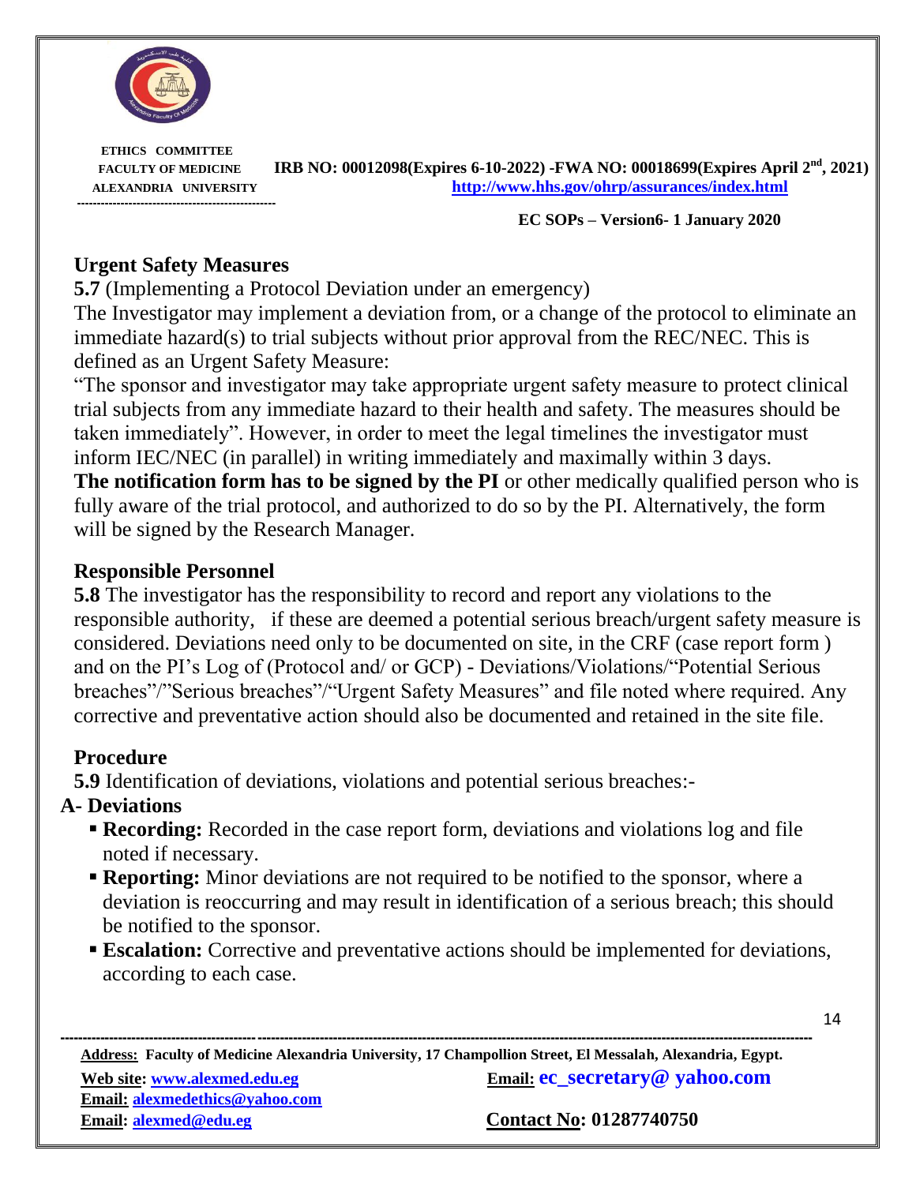## Urgent Safety Measures

**5.7** (Implementing a Protocol Deviation under an emergency)

The Investigator may implement a deviation from, or a change of the protocol to eliminate an immediate hazard(s) to trial subjects without prior approval from the REC/NEC. This is defined as an Urgent Safety Measure:

"The sponsor and investigator may take appropriate urgent safety measure to protect clinical trial subjects from any immediate hazard to their health and safety. The measures should be taken immediately". However, in order to meet the legal timelines the investigator must inform IEC/NEC (in parallel) in writing immediately and maximally within 3 days.

**The notification form has to be signed by the PI** or other medically qualified person who is fully aware of the trial protocol, and authorized to do so by the PI. Alternatively, the form will be signed by the Research Manager.

## Responsible Personnel

**5.8** The investigator has the responsibility to record and report any violations to the responsible authority, if these are deemed a potential serious breach/urgent safety measure is considered. Deviations need only to be documented on site, in the CRF (case report form ) and on the PI's Log of (Protocol and/ or GCP) - Deviations/Violations/"Potential Serious breaches"/"Serious breaches"/"Urgent Safety Measures" and file noted where required. Any corrective and preventative action should also be documented and retained in the site file.

## Procedure

**5.9** Identification of deviations, violations and potential serious breaches:-

### A- Deviations

- **Recording:** Recorded in the case report form, deviations and violations log and file noted if necessary.
- **Reporting:** Minor deviations are not required to be notified to the sponsor, where a deviation is reoccurring and may result in identification of a serious breach; this should be notified to the sponsor.
- **Escalation:** Corrective and preventative actions should be implemented for deviations, according to each case.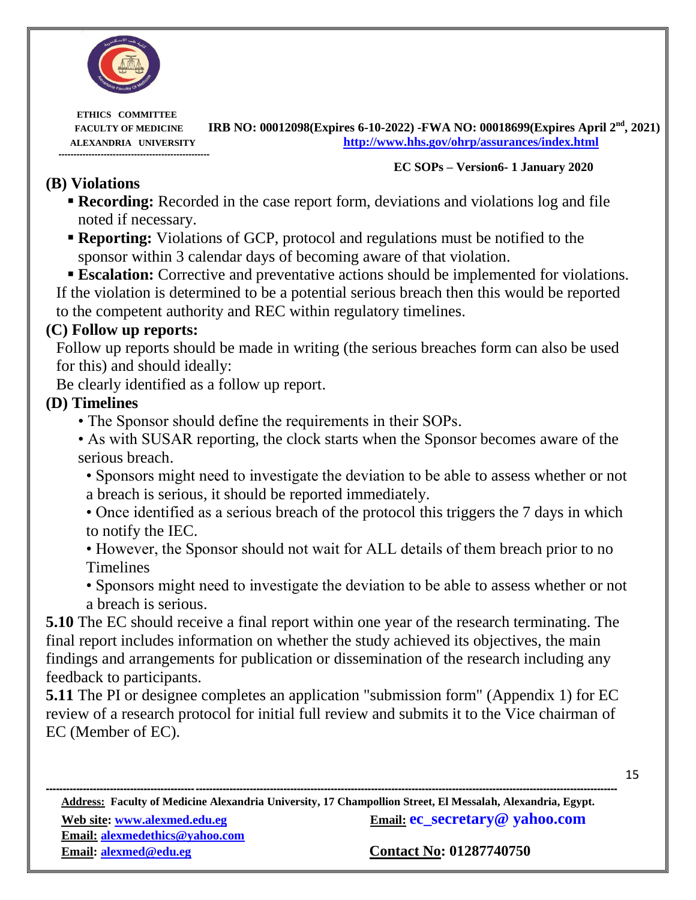### (B) Violations

- **Recording:** Recorded in the case report form, deviations and violations log and file noted if necessary.
- **Reporting:** Violations of GCP, protocol and regulations must be notified to the sponsor within 3 calendar days of becoming aware of that violation.
- **Escalation:** Corrective and preventative actions should be implemented for violations.

If the violation is determined to be a potential serious breach then this would be reported to the competent authority and REC within regulatory timelines.

### (C) Follow up reports:

Follow up reports should be made in writing (the serious breaches form can also be used for this) and should ideally:

Be clearly identified as a follow up report.

### (D) Timelines

- The Sponsor should define the requirements in their SOPs.
- As with SUSAR reporting, the clock starts when the Sponsor becomes aware of the serious breach.
  - Sponsors might need to investigate the deviation to be able to assess whether or not a breach is serious, it should be reported immediately.
  - Once identified as a serious breach of the protocol this triggers the 7 days in which to notify the IEC.
  - However, the Sponsor should not wait for ALL details of them breach prior to no Timelines
  - Sponsors might need to investigate the deviation to be able to assess whether or not a breach is serious.

**5.10** The EC should receive a final report within one year of the research terminating. The final report includes information on whether the study achieved its objectives, the main findings and arrangements for publication or dissemination of the research including any feedback to participants.

**5.11** The PI or designee completes an application "submission form" (Appendix 1) for EC review of a research protocol for initial full review and submits it to the Vice chairman of EC (Member of EC).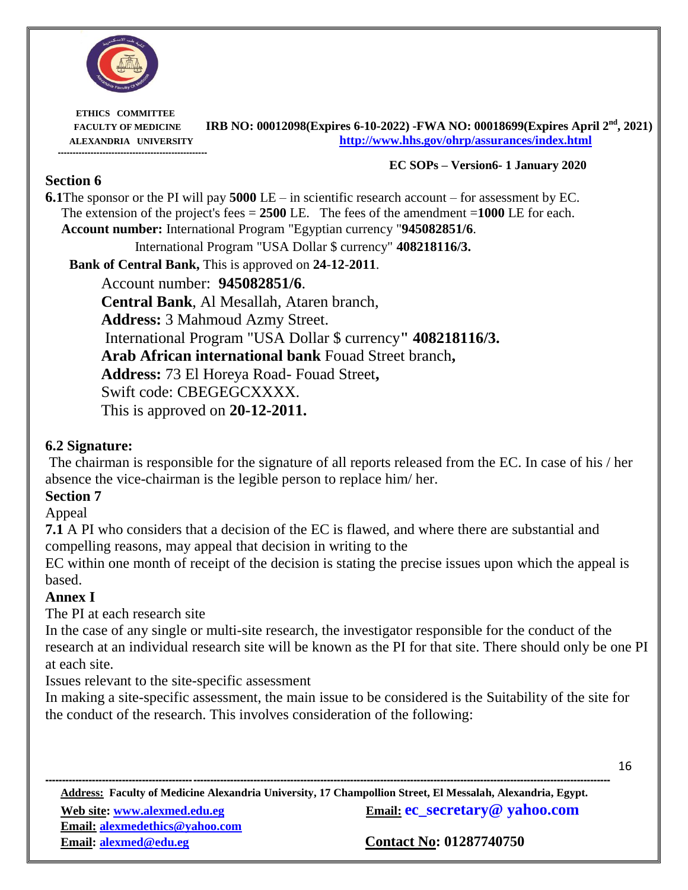## Section 6

**6.1**The sponsor or the PI will pay **5000** LE – in scientific research account – for assessment by EC. The extension of the project's fees = **2500** LE. The fees of the amendment =**1000** LE for each.

**Account number:** International Program "Egyptian currency "**945082851/6**.

International Program "USA Dollar $ currency" **408218116/3.**

**Bank of Central Bank,** This is approved on **24-12-2011**.

Account number: **945082851/6**.
**Central Bank**, Al Mesallah, Ataren branch,
**Address:** 3 Mahmoud Azmy Street.
International Program "USA Dollar $ currency**" 408218116/3.**
**Arab African international bank** Fouad Street branch**,**
**Address:** 73 El Horeya Road- Fouad Street**,**
Swift code: CBEGEGCXXXX.
This is approved on **20-12-2011.**

### 6.2 Signature:

The chairman is responsible for the signature of all reports released from the EC. In case of his / her absence the vice-chairman is the legible person to replace him/ her.

## Section 7

Appeal

**7.1** A PI who considers that a decision of the EC is flawed, and where there are substantial and compelling reasons, may appeal that decision in writing to the EC within one month of receipt of the decision is stating the precise issues upon which the appeal is based.

## Annex I

The PI at each research site

In the case of any single or multi-site research, the investigator responsible for the conduct of the research at an individual research site will be known as the PI for that site. There should only be one PI at each site.

Issues relevant to the site-specific assessment

In making a site-specific assessment, the main issue to be considered is the Suitability of the site for the conduct of the research. This involves consideration of the following: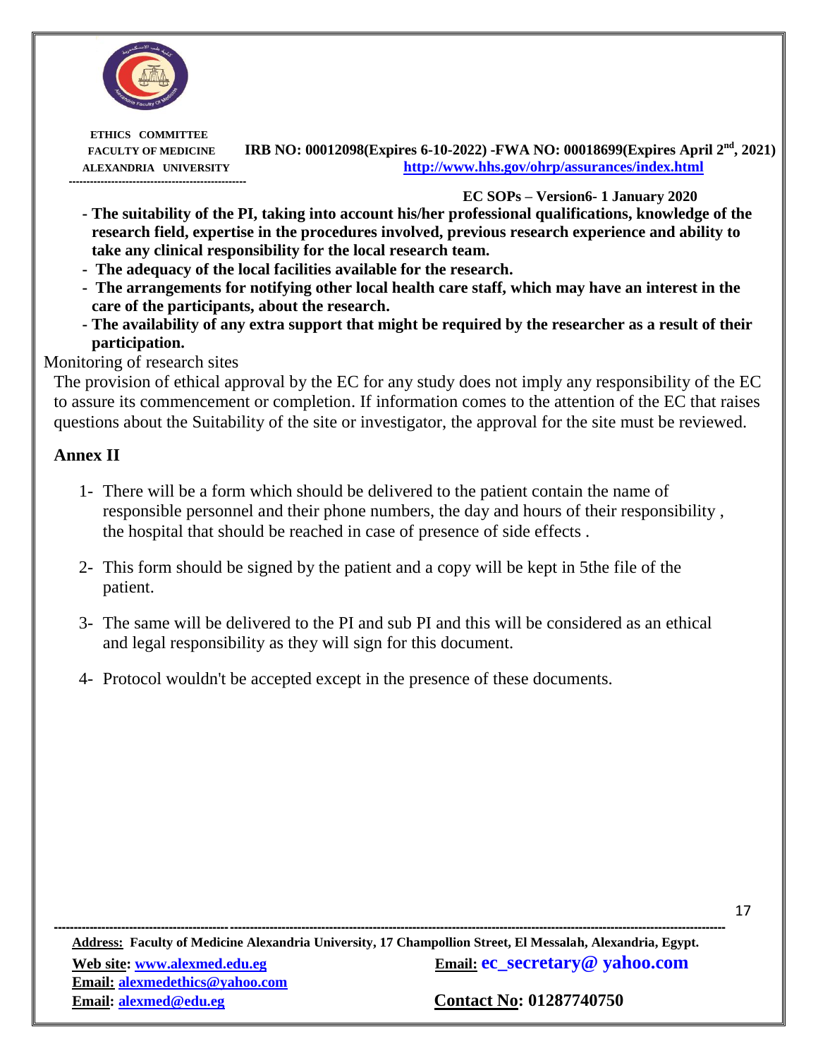- **The suitability of the PI, taking into account his/her professional qualifications, knowledge of the research field, expertise in the procedures involved, previous research experience and ability to take any clinical responsibility for the local research team.**
- **The adequacy of the local facilities available for the research.**
- **The arrangements for notifying other local health care staff, which may have an interest in the care of the participants, about the research.**
- **The availability of any extra support that might be required by the researcher as a result of their participation.**

Monitoring of research sites

The provision of ethical approval by the EC for any study does not imply any responsibility of the EC to assure its commencement or completion. If information comes to the attention of the EC that raises questions about the Suitability of the site or investigator, the approval for the site must be reviewed.

## Annex II

1. There will be a form which should be delivered to the patient contain the name of responsible personnel and their phone numbers, the day and hours of their responsibility , the hospital that should be reached in case of presence of side effects .
2. This form should be signed by the patient and a copy will be kept in 5the file of the patient.
3. The same will be delivered to the PI and sub PI and this will be considered as an ethical and legal responsibility as they will sign for this document.
4. Protocol wouldn't be accepted except in the presence of these documents.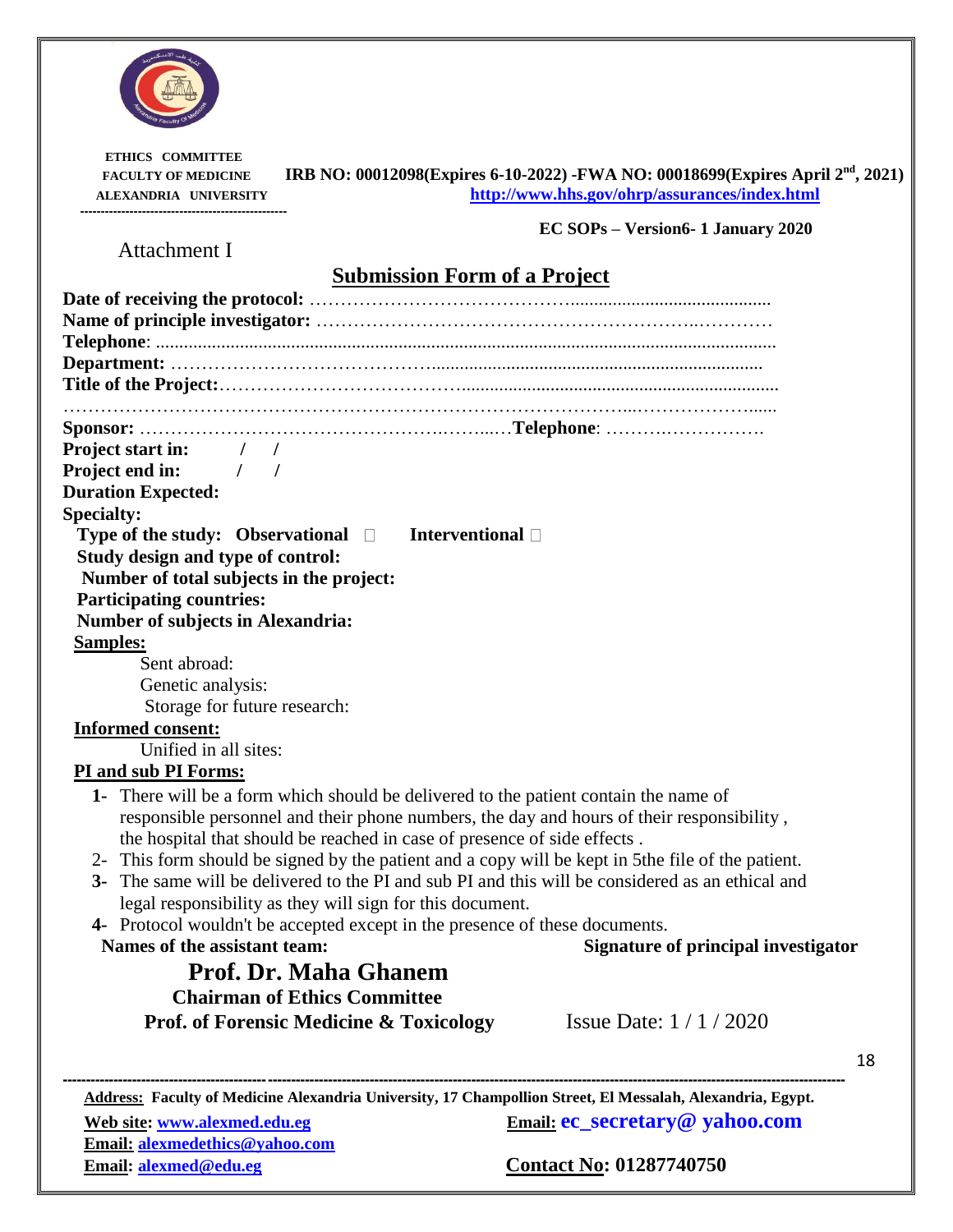ETHICS COMMITTEE
FACULTY OF MEDICINE
ALEXANDRIA UNIVERSITY

**IRB NO: 00012098(Expires 6-10-2022) -FWA NO: 00018699(Expires April 2nd, 2021)**
**http://www.hhs.gov/ohrp/assurances/index.html**

**EC SOPs – Version6- 1 January 2020**

Attachment I

## Submission Form of a Project

**Date of receiving the protocol:** ……………………………………………………………………
**Name of principle investigator:** ……………………………………………………………………
**Telephone**: ……………………………………………………………………………………………
**Department:** ……………………………………………………………………………………………
**Title of the Project:**……………………………………………………………………………………
……………………………………………………………………………………………………………
**Sponsor:** ……………………………………………………………**Telephone**: ……………………….
**Project start in:** / /
**Project end in:** / /
**Duration Expected:**
**Specialty:**
**Type of the study: Observational** ☐ **Interventional** ☐
**Study design and type of control:**
**Number of total subjects in the project:**
**Participating countries:**
**Number of subjects in Alexandria:**

**Samples:**

Sent abroad:
Genetic analysis:
Storage for future research:

**Informed consent:**

Unified in all sites:

**PI and sub PI Forms:**

1- There will be a form which should be delivered to the patient contain the name of responsible personnel and their phone numbers, the day and hours of their responsibility , the hospital that should be reached in case of presence of side effects .
2- This form should be signed by the patient and a copy will be kept in 5the file of the patient.
3- The same will be delivered to the PI and sub PI and this will be considered as an ethical and legal responsibility as they will sign for this document.
4- Protocol wouldn't be accepted except in the presence of these documents.

**Names of the assistant team:** **Signature of principal investigator**

**Prof. Dr. Maha Ghanem**
**Chairman of Ethics Committee**
**Prof. of Forensic Medicine & Toxicology**

Issue Date: 1 / 1 / 2020

**Address: Faculty of Medicine Alexandria University, 17 Champollion Street, El Messalah, Alexandria, Egypt.**

**Web site: www.alexmed.edu.eg**
**Email: ec_secretary@ yahoo.com**
**Email: alexmedethics@yahoo.com**
**Email: alexmed@edu.eg**
**Contact No: 01287740750**